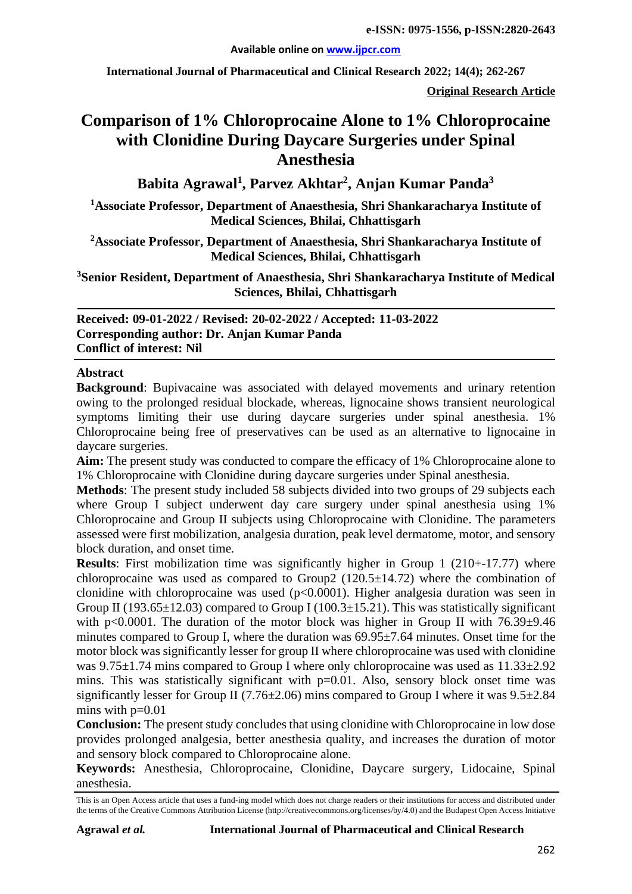# Comparison of 1% Chloroprocaine Alone to 1% Chloroprocaine with Clonidine During Daycare Surgeries under Spinal Anesthesia

**Babita Agrawal[1], Parvez Akhtar[2], Anjan Kumar Panda[3]**

**[1]Associate Professor, Department of Anaesthesia, Shri Shankaracharya Institute of Medical Sciences, Bhilai, Chhattisgarh**

**[2]Associate Professor, Department of Anaesthesia, Shri Shankaracharya Institute of Medical Sciences, Bhilai, Chhattisgarh**

**[3]Senior Resident, Department of Anaesthesia, Shri Shankaracharya Institute of Medical Sciences, Bhilai, Chhattisgarh**

**Original Research Article**

**Received: 09-01-2022 / Revised: 20-02-2022 / Accepted: 11-03-2022**
**Corresponding author: Dr. Anjan Kumar Panda**
**Conflict of interest: Nil**

## Abstract

**Background**: Bupivacaine was associated with delayed movements and urinary retention owing to the prolonged residual blockade, whereas, lignocaine shows transient neurological symptoms limiting their use during daycare surgeries under spinal anesthesia. 1% Chloroprocaine being free of preservatives can be used as an alternative to lignocaine in daycare surgeries.

**Aim:** The present study was conducted to compare the efficacy of 1% Chloroprocaine alone to 1% Chloroprocaine with Clonidine during daycare surgeries under Spinal anesthesia.

**Methods**: The present study included 58 subjects divided into two groups of 29 subjects each where Group I subject underwent day care surgery under spinal anesthesia using 1% Chloroprocaine and Group II subjects using Chloroprocaine with Clonidine. The parameters assessed were first mobilization, analgesia duration, peak level dermatome, motor, and sensory block duration, and onset time.

**Results**: First mobilization time was significantly higher in Group 1 (210+-17.77) where chloroprocaine was used as compared to Group2 (120.5±14.72) where the combination of clonidine with chloroprocaine was used ($p<0.0001$). Higher analgesia duration was seen in Group II (193.65±12.03) compared to Group I (100.3±15.21). This was statistically significant with $p<0.0001$. The duration of the motor block was higher in Group II with 76.39±9.46 minutes compared to Group I, where the duration was 69.95±7.64 minutes. Onset time for the motor block was significantly lesser for group II where chloroprocaine was used with clonidine was 9.75±1.74 mins compared to Group I where only chloroprocaine was used as 11.33±2.92 mins. This was statistically significant with $p=0.01$. Also, sensory block onset time was significantly lesser for Group II (7.76±2.06) mins compared to Group I where it was 9.5±2.84 mins with $p=0.01$

**Conclusion:** The present study concludes that using clonidine with Chloroprocaine in low dose provides prolonged analgesia, better anesthesia quality, and increases the duration of motor and sensory block compared to Chloroprocaine alone.

**Keywords:** Anesthesia, Chloroprocaine, Clonidine, Daycare surgery, Lidocaine, Spinal anesthesia.

This is an Open Access article that uses a fund-ing model which does not charge readers or their institutions for access and distributed under the terms of the Creative Commons Attribution License (http://creativecommons.org/licenses/by/4.0) and the Budapest Open Access Initiative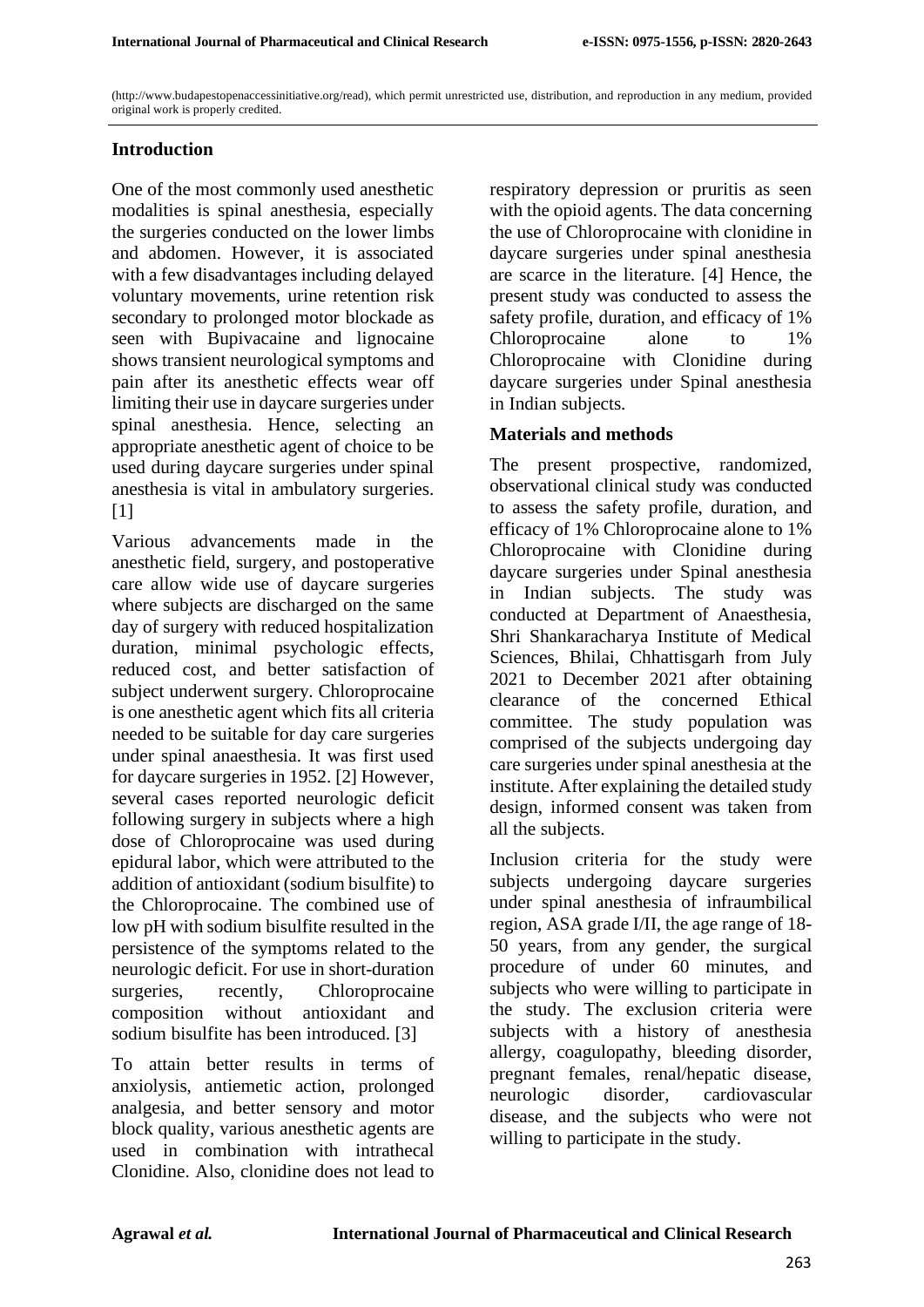(http://www.budapestopenaccessinitiative.org/read), which permit unrestricted use, distribution, and reproduction in any medium, provided original work is properly credited.

## Introduction

One of the most commonly used anesthetic modalities is spinal anesthesia, especially the surgeries conducted on the lower limbs and abdomen. However, it is associated with a few disadvantages including delayed voluntary movements, urine retention risk secondary to prolonged motor blockade as seen with Bupivacaine and lignocaine shows transient neurological symptoms and pain after its anesthetic effects wear off limiting their use in daycare surgeries under spinal anesthesia. Hence, selecting an appropriate anesthetic agent of choice to be used during daycare surgeries under spinal anesthesia is vital in ambulatory surgeries. [1]

Various advancements made in the anesthetic field, surgery, and postoperative care allow wide use of daycare surgeries where subjects are discharged on the same day of surgery with reduced hospitalization duration, minimal psychologic effects, reduced cost, and better satisfaction of subject underwent surgery. Chloroprocaine is one anesthetic agent which fits all criteria needed to be suitable for day care surgeries under spinal anaesthesia. It was first used for daycare surgeries in 1952. [2] However, several cases reported neurologic deficit following surgery in subjects where a high dose of Chloroprocaine was used during epidural labor, which were attributed to the addition of antioxidant (sodium bisulfite) to the Chloroprocaine. The combined use of low pH with sodium bisulfite resulted in the persistence of the symptoms related to the neurologic deficit. For use in short-duration surgeries, recently, Chloroprocaine composition without antioxidant and sodium bisulfite has been introduced. [3]

To attain better results in terms of anxiolysis, antiemetic action, prolonged analgesia, and better sensory and motor block quality, various anesthetic agents are used in combination with intrathecal Clonidine. Also, clonidine does not lead to respiratory depression or pruritis as seen with the opioid agents. The data concerning the use of Chloroprocaine with clonidine in daycare surgeries under spinal anesthesia are scarce in the literature. [4] Hence, the present study was conducted to assess the safety profile, duration, and efficacy of 1% Chloroprocaine alone to 1% Chloroprocaine with Clonidine during daycare surgeries under Spinal anesthesia in Indian subjects.

## Materials and methods

The present prospective, randomized, observational clinical study was conducted to assess the safety profile, duration, and efficacy of 1% Chloroprocaine alone to 1% Chloroprocaine with Clonidine during daycare surgeries under Spinal anesthesia in Indian subjects. The study was conducted at Department of Anaesthesia, Shri Shankaracharya Institute of Medical Sciences, Bhilai, Chhattisgarh from July 2021 to December 2021 after obtaining clearance of the concerned Ethical committee. The study population was comprised of the subjects undergoing day care surgeries under spinal anesthesia at the institute. After explaining the detailed study design, informed consent was taken from all the subjects.

Inclusion criteria for the study were subjects undergoing daycare surgeries under spinal anesthesia of infraumbilical region, ASA grade I/II, the age range of 18-50 years, from any gender, the surgical procedure of under 60 minutes, and subjects who were willing to participate in the study. The exclusion criteria were subjects with a history of anesthesia allergy, coagulopathy, bleeding disorder, pregnant females, renal/hepatic disease, neurologic disorder, cardiovascular disease, and the subjects who were not willing to participate in the study.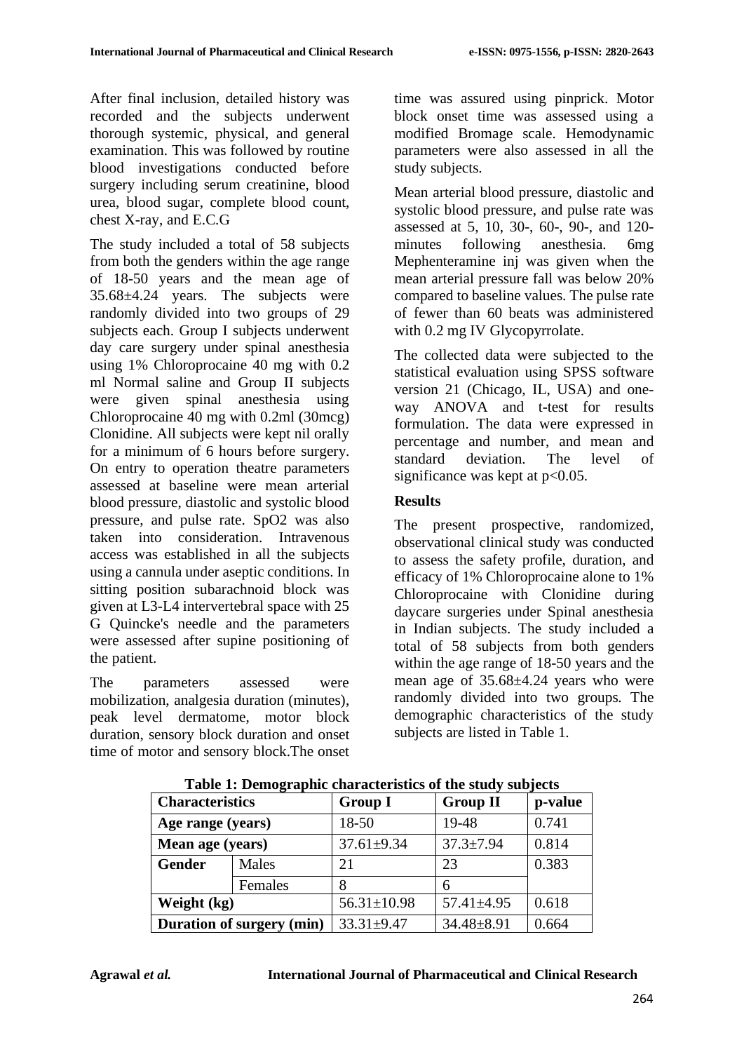After final inclusion, detailed history was recorded and the subjects underwent thorough systemic, physical, and general examination. This was followed by routine blood investigations conducted before surgery including serum creatinine, blood urea, blood sugar, complete blood count, chest X-ray, and E.C.G

The study included a total of 58 subjects from both the genders within the age range of 18-50 years and the mean age of 35.68±4.24 years. The subjects were randomly divided into two groups of 29 subjects each. Group I subjects underwent day care surgery under spinal anesthesia using 1% Chloroprocaine 40 mg with 0.2 ml Normal saline and Group II subjects were given spinal anesthesia using Chloroprocaine 40 mg with 0.2ml (30mcg) Clonidine. All subjects were kept nil orally for a minimum of 6 hours before surgery. On entry to operation theatre parameters assessed at baseline were mean arterial blood pressure, diastolic and systolic blood pressure, and pulse rate. SpO2 was also taken into consideration. Intravenous access was established in all the subjects using a cannula under aseptic conditions. In sitting position subarachnoid block was given at L3-L4 intervertebral space with 25 G Quincke's needle and the parameters were assessed after supine positioning of the patient.

The parameters assessed were mobilization, analgesia duration (minutes), peak level dermatome, motor block duration, sensory block duration and onset time of motor and sensory block.The onset time was assured using pinprick. Motor block onset time was assessed using a modified Bromage scale. Hemodynamic parameters were also assessed in all the study subjects.

Mean arterial blood pressure, diastolic and systolic blood pressure, and pulse rate was assessed at 5, 10, 30-, 60-, 90-, and 120-minutes following anesthesia. 6mg Mephenteramine inj was given when the mean arterial pressure fall was below 20% compared to baseline values. The pulse rate of fewer than 60 beats was administered with 0.2 mg IV Glycopyrrolate.

The collected data were subjected to the statistical evaluation using SPSS software version 21 (Chicago, IL, USA) and one-way ANOVA and t-test for results formulation. The data were expressed in percentage and number, and mean and standard deviation. The level of significance was kept at $p<0.05$.

## Results

The present prospective, randomized, observational clinical study was conducted to assess the safety profile, duration, and efficacy of 1% Chloroprocaine alone to 1% Chloroprocaine with Clonidine during daycare surgeries under Spinal anesthesia in Indian subjects. The study included a total of 58 subjects from both genders within the age range of 18-50 years and the mean age of 35.68±4.24 years who were randomly divided into two groups. The demographic characteristics of the study subjects are listed in Table 1.

**Table 1: Demographic characteristics of the study subjects**

| Characteristics | | Group I | Group II | p-value |
|---|---|---|---|---|
| **Age range (years)** | | 18-50 | 19-48 | 0.741 |
| **Mean age (years)** | | 37.61±9.34 | 37.3±7.94 | 0.814 |
| **Gender** | Males | 21 | 23 | 0.383 |
| | Females | 8 | 6 | |
| **Weight (kg)** | | 56.31±10.98 | 57.41±4.95 | 0.618 |
| **Duration of surgery (min)** | | 33.31±9.47 | 34.48±8.91 | 0.664 |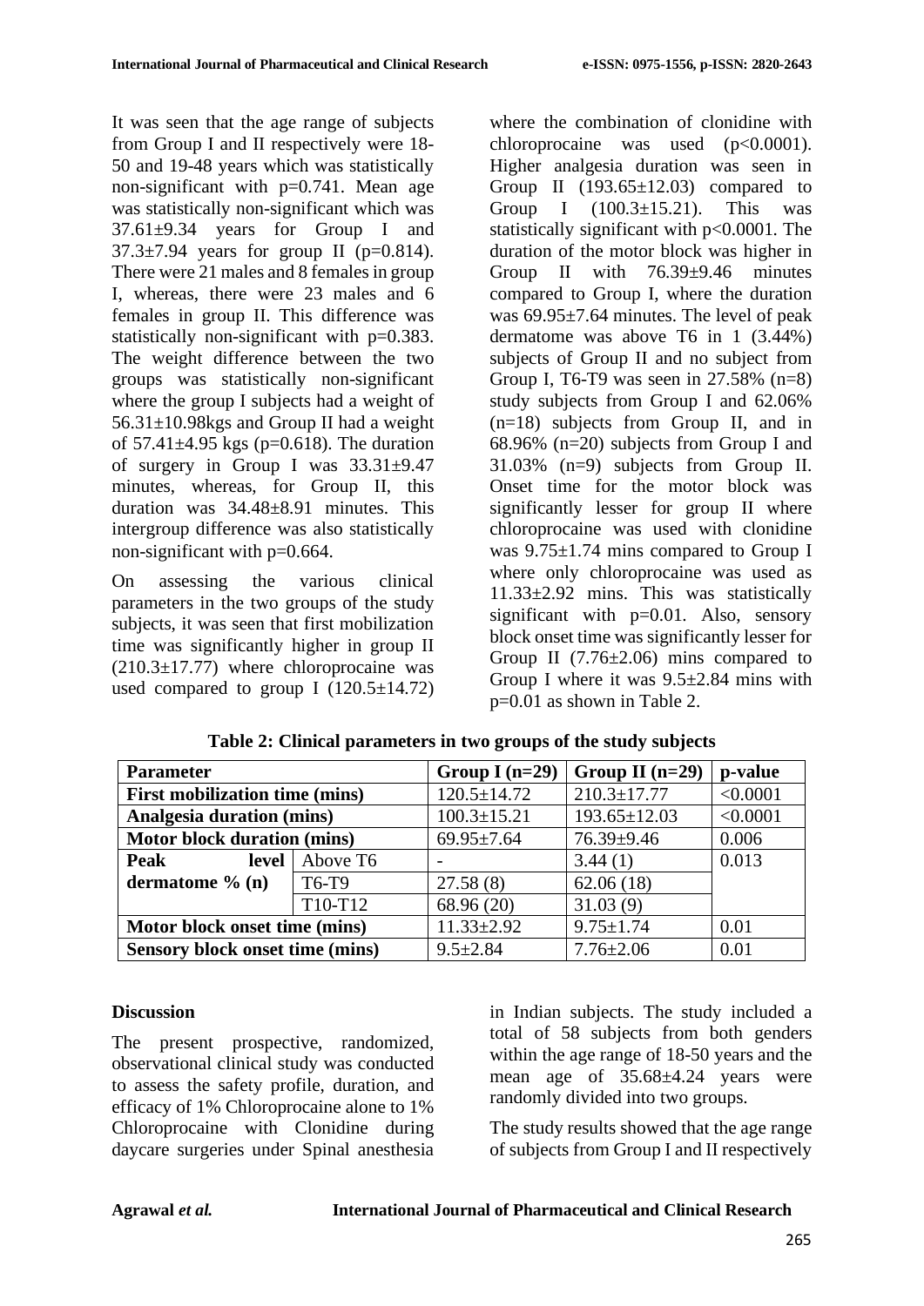It was seen that the age range of subjects from Group I and II respectively were 18-50 and 19-48 years which was statistically non-significant with p=0.741. Mean age was statistically non-significant which was 37.61±9.34 years for Group I and 37.3±7.94 years for group II (p=0.814). There were 21 males and 8 females in group I, whereas, there were 23 males and 6 females in group II. This difference was statistically non-significant with p=0.383. The weight difference between the two groups was statistically non-significant where the group I subjects had a weight of 56.31±10.98kgs and Group II had a weight of 57.41±4.95 kgs (p=0.618). The duration of surgery in Group I was 33.31±9.47 minutes, whereas, for Group II, this duration was 34.48±8.91 minutes. This intergroup difference was also statistically non-significant with p=0.664.

On assessing the various clinical parameters in the two groups of the study subjects, it was seen that first mobilization time was significantly higher in group II (210.3±17.77) where chloroprocaine was used compared to group I (120.5±14.72) where the combination of clonidine with chloroprocaine was used (p<0.0001). Higher analgesia duration was seen in Group II (193.65±12.03) compared to Group I (100.3±15.21). This was statistically significant with p<0.0001. The duration of the motor block was higher in Group II with 76.39±9.46 minutes compared to Group I, where the duration was 69.95±7.64 minutes. The level of peak dermatome was above T6 in 1 (3.44%) subjects of Group II and no subject from Group I, T6-T9 was seen in 27.58% (n=8) study subjects from Group I and 62.06% (n=18) subjects from Group II, and in 68.96% (n=20) subjects from Group I and 31.03% (n=9) subjects from Group II. Onset time for the motor block was significantly lesser for group II where chloroprocaine was used with clonidine was 9.75±1.74 mins compared to Group I where only chloroprocaine was used as 11.33±2.92 mins. This was statistically significant with p=0.01. Also, sensory block onset time was significantly lesser for Group II (7.76±2.06) mins compared to Group I where it was 9.5±2.84 mins with p=0.01 as shown in Table 2.

**Table 2: Clinical parameters in two groups of the study subjects**

| **Parameter** | | **Group I (n=29)** | **Group II (n=29)** | **p-value** |
|---|---|---|---|---|
| **First mobilization time (mins)** | | 120.5±14.72 | 210.3±17.77 | <0.0001 |
| **Analgesia duration (mins)** | | 100.3±15.21 | 193.65±12.03 | <0.0001 |
| **Motor block duration (mins)** | | 69.95±7.64 | 76.39±9.46 | 0.006 |
| **Peak level dermatome % (n)** | Above T6 | - | 3.44 (1) | 0.013 |
| | T6-T9 | 27.58 (8) | 62.06 (18) | |
| | T10-T12 | 68.96 (20) | 31.03 (9) | |
| **Motor block onset time (mins)** | | 11.33±2.92 | 9.75±1.74 | 0.01 |
| **Sensory block onset time (mins)** | | 9.5±2.84 | 7.76±2.06 | 0.01 |

## Discussion

The present prospective, randomized, observational clinical study was conducted to assess the safety profile, duration, and efficacy of 1% Chloroprocaine alone to 1% Chloroprocaine with Clonidine during daycare surgeries under Spinal anesthesia in Indian subjects. The study included a total of 58 subjects from both genders within the age range of 18-50 years and the mean age of 35.68±4.24 years were randomly divided into two groups.

The study results showed that the age range of subjects from Group I and II respectively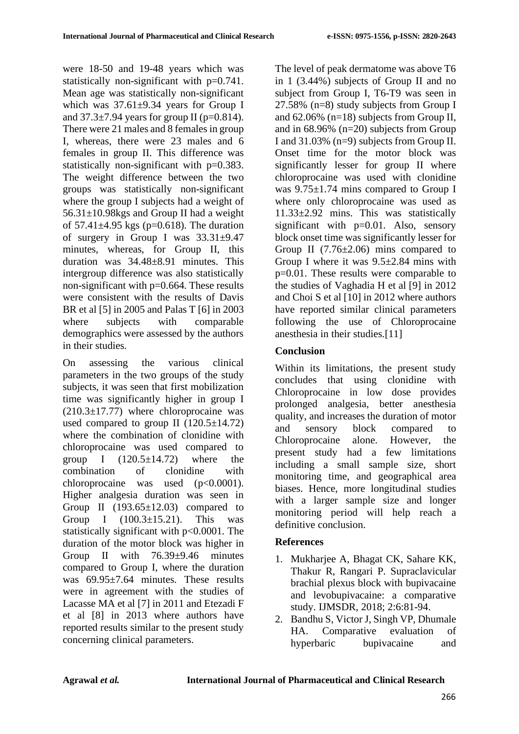were 18-50 and 19-48 years which was statistically non-significant with p=0.741. Mean age was statistically non-significant which was 37.61±9.34 years for Group I and 37.3±7.94 years for group II (p=0.814). There were 21 males and 8 females in group I, whereas, there were 23 males and 6 females in group II. This difference was statistically non-significant with p=0.383. The weight difference between the two groups was statistically non-significant where the group I subjects had a weight of 56.31±10.98kgs and Group II had a weight of 57.41±4.95 kgs (p=0.618). The duration of surgery in Group I was 33.31±9.47 minutes, whereas, for Group II, this duration was 34.48±8.91 minutes. This intergroup difference was also statistically non-significant with p=0.664. These results were consistent with the results of Davis BR et al [5] in 2005 and Palas T [6] in 2003 where subjects with comparable demographics were assessed by the authors in their studies.

On assessing the various clinical parameters in the two groups of the study subjects, it was seen that first mobilization time was significantly higher in group I (210.3±17.77) where chloroprocaine was used compared to group II (120.5±14.72) where the combination of clonidine with chloroprocaine was used compared to group I (120.5±14.72) where the combination of clonidine with chloroprocaine was used (p<0.0001). Higher analgesia duration was seen in Group II (193.65±12.03) compared to Group I (100.3±15.21). This was statistically significant with p<0.0001. The duration of the motor block was higher in Group II with 76.39±9.46 minutes compared to Group I, where the duration was 69.95±7.64 minutes. These results were in agreement with the studies of Lacasse MA et al [7] in 2011 and Etezadi F et al [8] in 2013 where authors have reported results similar to the present study concerning clinical parameters.

The level of peak dermatome was above T6 in 1 (3.44%) subjects of Group II and no subject from Group I, T6-T9 was seen in 27.58% (n=8) study subjects from Group I and 62.06% (n=18) subjects from Group II, and in 68.96% (n=20) subjects from Group I and 31.03% (n=9) subjects from Group II. Onset time for the motor block was significantly lesser for group II where chloroprocaine was used with clonidine was 9.75±1.74 mins compared to Group I where only chloroprocaine was used as 11.33±2.92 mins. This was statistically significant with p=0.01. Also, sensory block onset time was significantly lesser for Group II (7.76±2.06) mins compared to Group I where it was 9.5±2.84 mins with p=0.01. These results were comparable to the studies of Vaghadia H et al [9] in 2012 and Choi S et al [10] in 2012 where authors have reported similar clinical parameters following the use of Chloroprocaine anesthesia in their studies.[11]

## Conclusion

Within its limitations, the present study concludes that using clonidine with Chloroprocaine in low dose provides prolonged analgesia, better anesthesia quality, and increases the duration of motor and sensory block compared to Chloroprocaine alone. However, the present study had a few limitations including a small sample size, short monitoring time, and geographical area biases. Hence, more longitudinal studies with a larger sample size and longer monitoring period will help reach a definitive conclusion.

## References

1. Mukharjee A, Bhagat CK, Sahare KK, Thakur R, Rangari P. Supraclavicular brachial plexus block with bupivacaine and levobupivacaine: a comparative study. IJMSDR, 2018; 2:6:81-94.
2. Bandhu S, Victor J, Singh VP, Dhumale HA. Comparative evaluation of hyperbaric bupivacaine and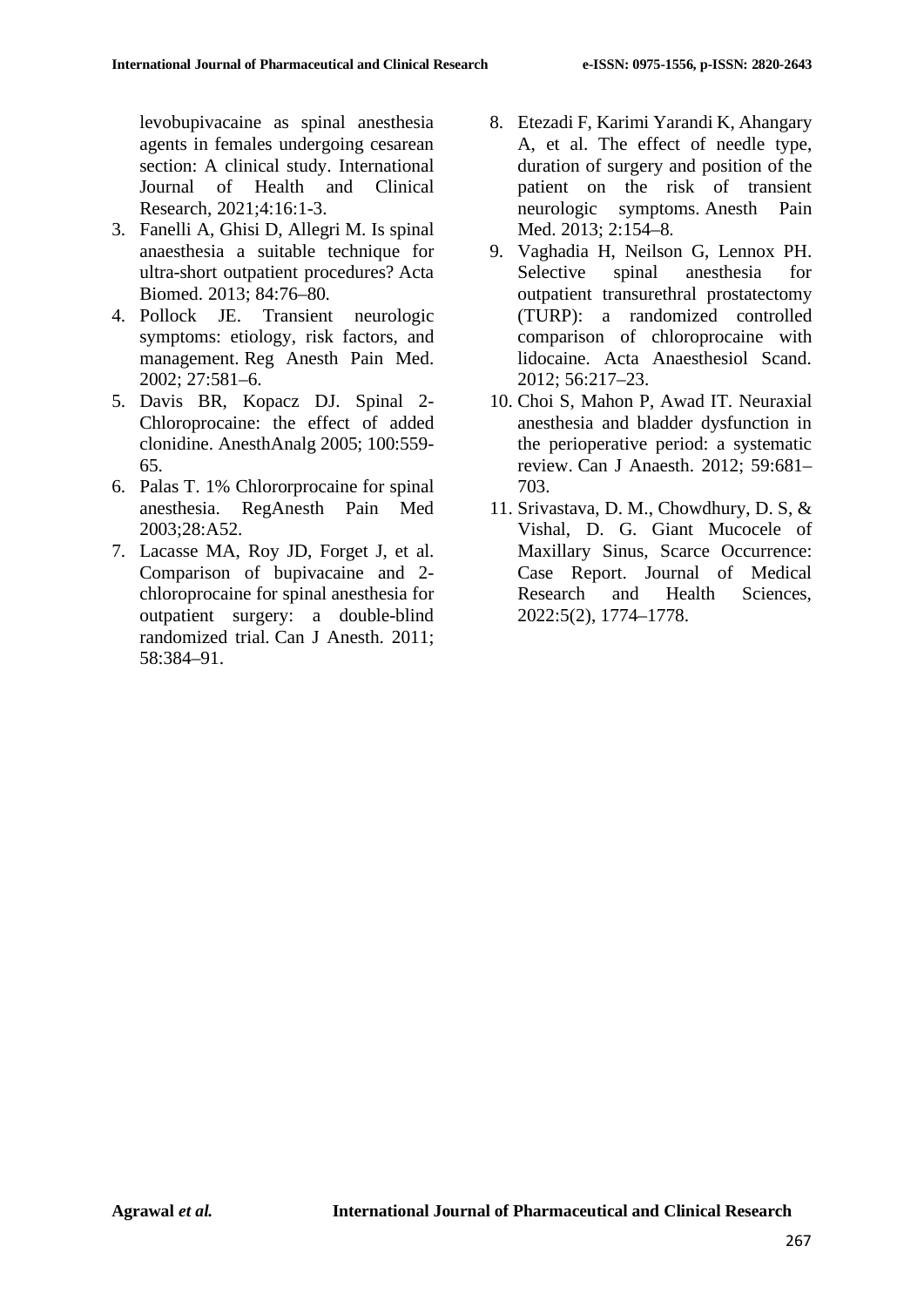levobupivacaine as spinal anesthesia agents in females undergoing cesarean section: A clinical study. International Journal of Health and Clinical Research, 2021;4:16:1-3.

3. Fanelli A, Ghisi D, Allegri M. Is spinal anaesthesia a suitable technique for ultra-short outpatient procedures? Acta Biomed. 2013; 84:76–80.
4. Pollock JE. Transient neurologic symptoms: etiology, risk factors, and management. Reg Anesth Pain Med. 2002; 27:581–6.
5. Davis BR, Kopacz DJ. Spinal 2-Chloroprocaine: the effect of added clonidine. AnesthAnalg 2005; 100:559-65.
6. Palas T. 1% Chlororprocaine for spinal anesthesia. RegAnesth Pain Med 2003;28:A52.
7. Lacasse MA, Roy JD, Forget J, et al. Comparison of bupivacaine and 2-chloroprocaine for spinal anesthesia for outpatient surgery: a double-blind randomized trial. Can J Anesth. 2011; 58:384–91.
8. Etezadi F, Karimi Yarandi K, Ahangary A, et al. The effect of needle type, duration of surgery and position of the patient on the risk of transient neurologic symptoms. Anesth Pain Med. 2013; 2:154–8.
9. Vaghadia H, Neilson G, Lennox PH. Selective spinal anesthesia for outpatient transurethral prostatectomy (TURP): a randomized controlled comparison of chloroprocaine with lidocaine. Acta Anaesthesiol Scand. 2012; 56:217–23.
10. Choi S, Mahon P, Awad IT. Neuraxial anesthesia and bladder dysfunction in the perioperative period: a systematic review. Can J Anaesth. 2012; 59:681–703.
11. Srivastava, D. M., Chowdhury, D. S, & Vishal, D. G. Giant Mucocele of Maxillary Sinus, Scarce Occurrence: Case Report. Journal of Medical Research and Health Sciences, 2022:5(2), 1774–1778.